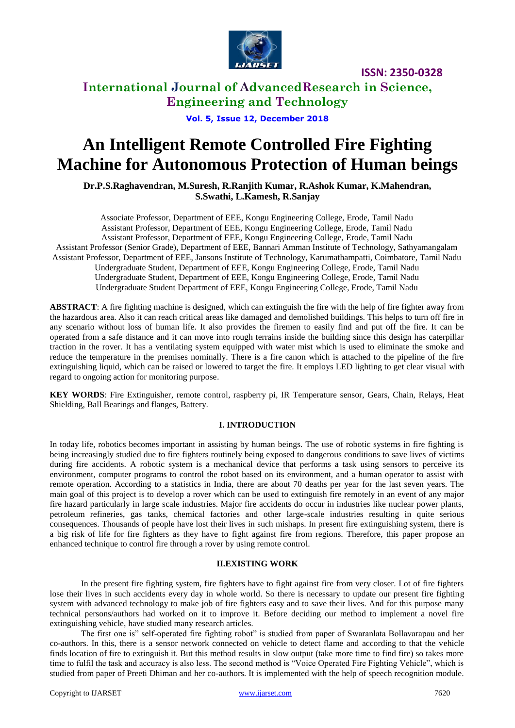# An Intelligent Remote Controlled Fire Fighting Machine for Autonomous Protection of Human beings

**Dr.P.S.Raghavendran, M.Suresh, R.Ranjith Kumar, R.Ashok Kumar, K.Mahendran, S.Swathi, L.Kamesh, R.Sanjay**

Associate Professor, Department of EEE, Kongu Engineering College, Erode, Tamil Nadu
Assistant Professor, Department of EEE, Kongu Engineering College, Erode, Tamil Nadu
Assistant Professor, Department of EEE, Kongu Engineering College, Erode, Tamil Nadu
Assistant Professor (Senior Grade), Department of EEE, Bannari Amman Institute of Technology, Sathyamangalam
Assistant Professor, Department of EEE, Jansons Institute of Technology, Karumathampatti, Coimbatore, Tamil Nadu
Undergraduate Student, Department of EEE, Kongu Engineering College, Erode, Tamil Nadu
Undergraduate Student, Department of EEE, Kongu Engineering College, Erode, Tamil Nadu
Undergraduate Student Department of EEE, Kongu Engineering College, Erode, Tamil Nadu

**ABSTRACT**: A fire fighting machine is designed, which can extinguish the fire with the help of fire fighter away from the hazardous area. Also it can reach critical areas like damaged and demolished buildings. This helps to turn off fire in any scenario without loss of human life. It also provides the firemen to easily find and put off the fire. It can be operated from a safe distance and it can move into rough terrains inside the building since this design has caterpillar traction in the rover. It has a ventilating system equipped with water mist which is used to eliminate the smoke and reduce the temperature in the premises nominally. There is a fire canon which is attached to the pipeline of the fire extinguishing liquid, which can be raised or lowered to target the fire. It employs LED lighting to get clear visual with regard to ongoing action for monitoring purpose.

**KEY WORDS**: Fire Extinguisher, remote control, raspberry pi, IR Temperature sensor, Gears, Chain, Relays, Heat Shielding, Ball Bearings and flanges, Battery.

## I. INTRODUCTION

In today life, robotics becomes important in assisting by human beings. The use of robotic systems in fire fighting is being increasingly studied due to fire fighters routinely being exposed to dangerous conditions to save lives of victims during fire accidents. A robotic system is a mechanical device that performs a task using sensors to perceive its environment, computer programs to control the robot based on its environment, and a human operator to assist with remote operation. According to a statistics in India, there are about 70 deaths per year for the last seven years. The main goal of this project is to develop a rover which can be used to extinguish fire remotely in an event of any major fire hazard particularly in large scale industries. Major fire accidents do occur in industries like nuclear power plants, petroleum refineries, gas tanks, chemical factories and other large-scale industries resulting in quite serious consequences. Thousands of people have lost their lives in such mishaps. In present fire extinguishing system, there is a big risk of life for fire fighters as they have to fight against fire from regions. Therefore, this paper propose an enhanced technique to control fire through a rover by using remote control.

## II.EXISTING WORK

In the present fire fighting system, fire fighters have to fight against fire from very closer. Lot of fire fighters lose their lives in such accidents every day in whole world. So there is necessary to update our present fire fighting system with advanced technology to make job of fire fighters easy and to save their lives. And for this purpose many technical persons/authors had worked on it to improve it. Before deciding our method to implement a novel fire extinguishing vehicle, have studied many research articles.

The first one is" self-operated fire fighting robot" is studied from paper of Swaranlata Bollavarapau and her co-authors. In this, there is a sensor network connected on vehicle to detect flame and according to that the vehicle finds location of fire to extinguish it. But this method results in slow output (take more time to find fire) so takes more time to fulfil the task and accuracy is also less. The second method is "Voice Operated Fire Fighting Vehicle", which is studied from paper of Preeti Dhiman and her co-authors. It is implemented with the help of speech recognition module.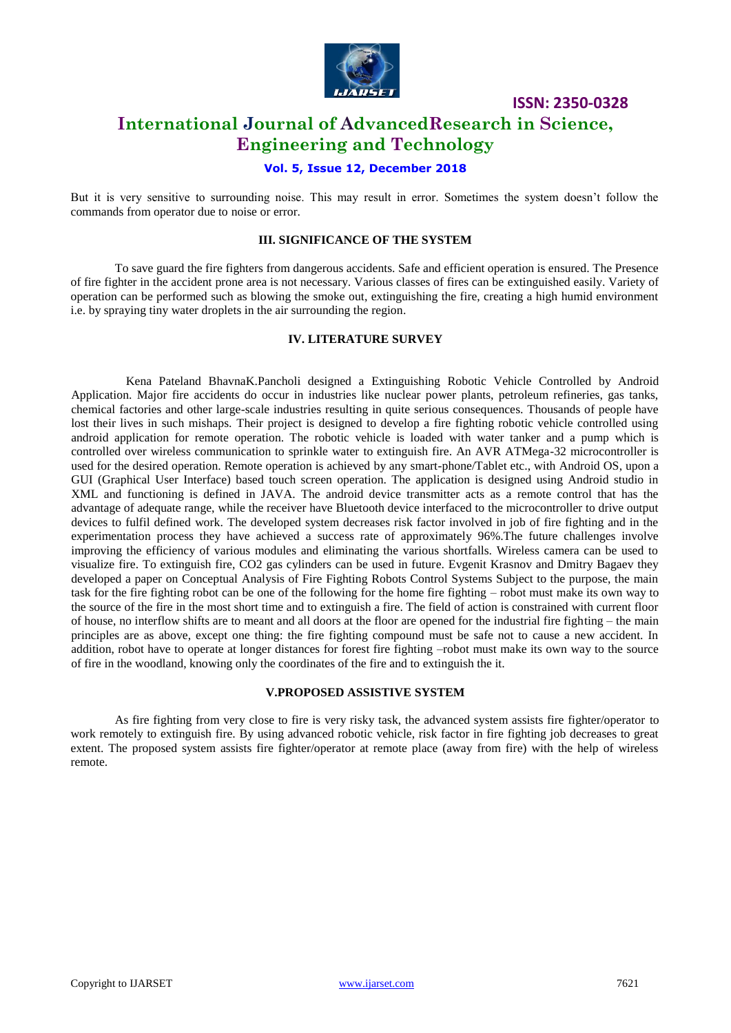But it is very sensitive to surrounding noise. This may result in error. Sometimes the system doesn't follow the commands from operator due to noise or error.

## III. SIGNIFICANCE OF THE SYSTEM

To save guard the fire fighters from dangerous accidents. Safe and efficient operation is ensured. The Presence of fire fighter in the accident prone area is not necessary. Various classes of fires can be extinguished easily. Variety of operation can be performed such as blowing the smoke out, extinguishing the fire, creating a high humid environment i.e. by spraying tiny water droplets in the air surrounding the region.

## IV. LITERATURE SURVEY

Kena Pateland BhavnaK.Pancholi designed a Extinguishing Robotic Vehicle Controlled by Android Application. Major fire accidents do occur in industries like nuclear power plants, petroleum refineries, gas tanks, chemical factories and other large-scale industries resulting in quite serious consequences. Thousands of people have lost their lives in such mishaps. Their project is designed to develop a fire fighting robotic vehicle controlled using android application for remote operation. The robotic vehicle is loaded with water tanker and a pump which is controlled over wireless communication to sprinkle water to extinguish fire. An AVR ATMega-32 microcontroller is used for the desired operation. Remote operation is achieved by any smart-phone/Tablet etc., with Android OS, upon a GUI (Graphical User Interface) based touch screen operation. The application is designed using Android studio in XML and functioning is defined in JAVA. The android device transmitter acts as a remote control that has the advantage of adequate range, while the receiver have Bluetooth device interfaced to the microcontroller to drive output devices to fulfil defined work. The developed system decreases risk factor involved in job of fire fighting and in the experimentation process they have achieved a success rate of approximately 96%.The future challenges involve improving the efficiency of various modules and eliminating the various shortfalls. Wireless camera can be used to visualize fire. To extinguish fire, $CO_2$ gas cylinders can be used in future. Evgenit Krasnov and Dmitry Bagaev they developed a paper on Conceptual Analysis of Fire Fighting Robots Control Systems Subject to the purpose, the main task for the fire fighting robot can be one of the following for the home fire fighting – robot must make its own way to the source of the fire in the most short time and to extinguish a fire. The field of action is constrained with current floor of house, no interflow shifts are to meant and all doors at the floor are opened for the industrial fire fighting – the main principles are as above, except one thing: the fire fighting compound must be safe not to cause a new accident. In addition, robot have to operate at longer distances for forest fire fighting –robot must make its own way to the source of fire in the woodland, knowing only the coordinates of the fire and to extinguish the it.

## V.PROPOSED ASSISTIVE SYSTEM

As fire fighting from very close to fire is very risky task, the advanced system assists fire fighter/operator to work remotely to extinguish fire. By using advanced robotic vehicle, risk factor in fire fighting job decreases to great extent. The proposed system assists fire fighter/operator at remote place (away from fire) with the help of wireless remote.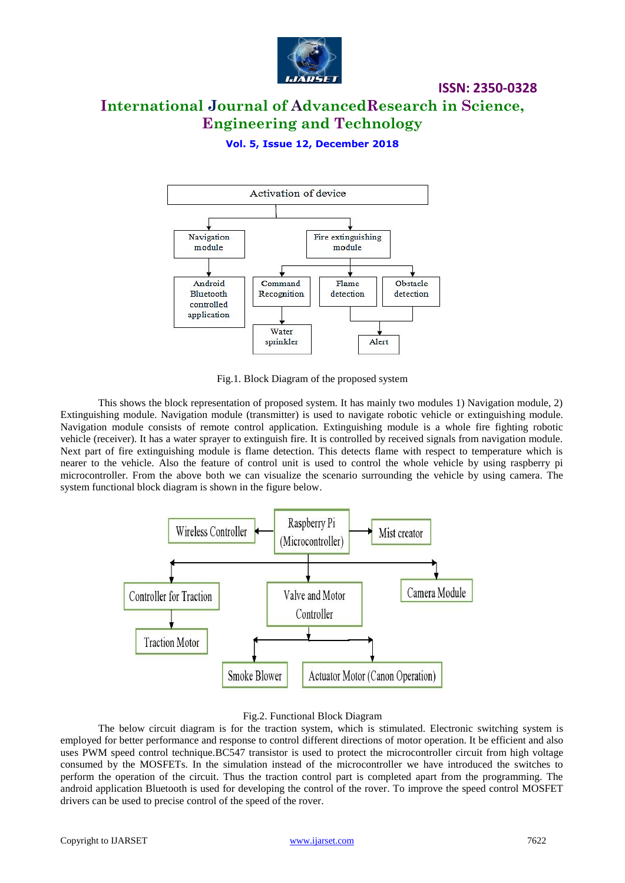Fig.1. Block Diagram of the proposed system

This shows the block representation of proposed system. It has mainly two modules 1) Navigation module, 2) Extinguishing module. Navigation module (transmitter) is used to navigate robotic vehicle or extinguishing module. Navigation module consists of remote control application. Extinguishing module is a whole fire fighting robotic vehicle (receiver). It has a water sprayer to extinguish fire. It is controlled by received signals from navigation module. Next part of fire extinguishing module is flame detection. This detects flame with respect to temperature which is nearer to the vehicle. Also the feature of control unit is used to control the whole vehicle by using raspberry pi microcontroller. From the above both we can visualize the scenario surrounding the vehicle by using camera. The system functional block diagram is shown in the figure below.

Fig.2. Functional Block Diagram

The below circuit diagram is for the traction system, which is stimulated. Electronic switching system is employed for better performance and response to control different directions of motor operation. It be efficient and also uses PWM speed control technique.BC547 transistor is used to protect the microcontroller circuit from high voltage consumed by the MOSFETs. In the simulation instead of the microcontroller we have introduced the switches to perform the operation of the circuit. Thus the traction control part is completed apart from the programming. The android application Bluetooth is used for developing the control of the rover. To improve the speed control MOSFET drivers can be used to precise control of the speed of the rover.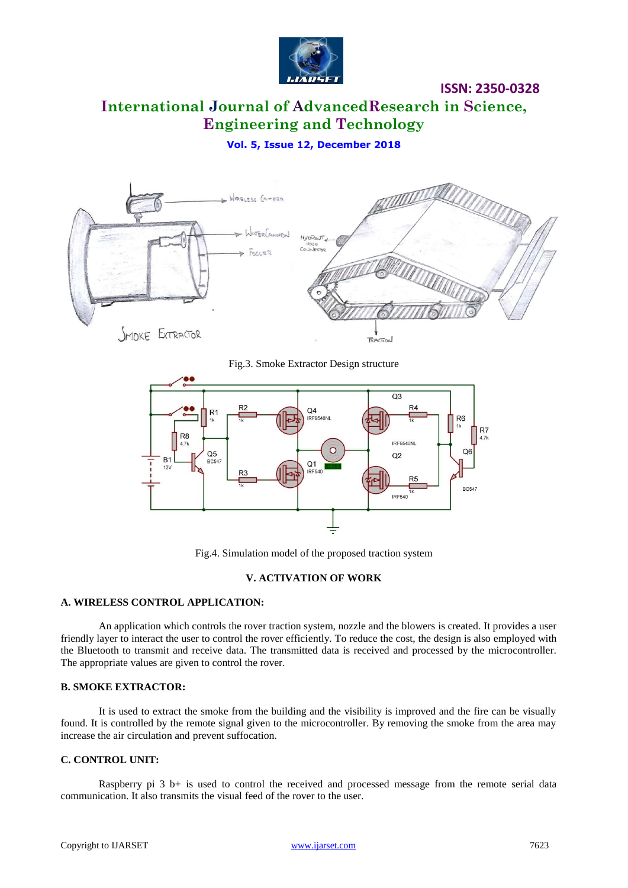Fig.3. Smoke Extractor Design structure

Fig.4. Simulation model of the proposed traction system

## V. ACTIVATION OF WORK

### A. WIRELESS CONTROL APPLICATION:

An application which controls the rover traction system, nozzle and the blowers is created. It provides a user friendly layer to interact the user to control the rover efficiently. To reduce the cost, the design is also employed with the Bluetooth to transmit and receive data. The transmitted data is received and processed by the microcontroller. The appropriate values are given to control the rover.

### B. SMOKE EXTRACTOR:

It is used to extract the smoke from the building and the visibility is improved and the fire can be visually found. It is controlled by the remote signal given to the microcontroller. By removing the smoke from the area may increase the air circulation and prevent suffocation.

### C. CONTROL UNIT:

Raspberry pi 3 b+ is used to control the received and processed message from the remote serial data communication. It also transmits the visual feed of the rover to the user.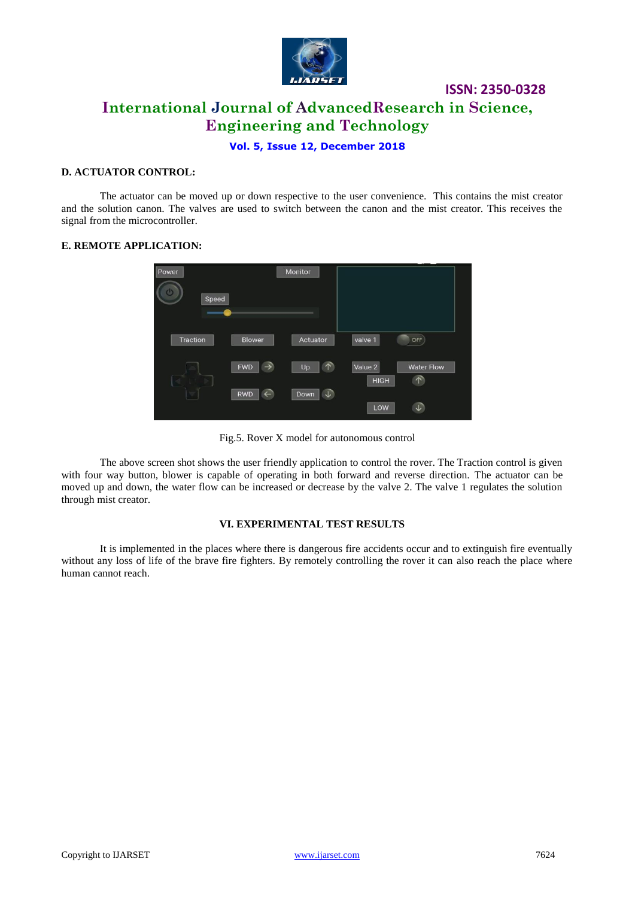### D. ACTUATOR CONTROL:

The actuator can be moved up or down respective to the user convenience. This contains the mist creator and the solution canon. The valves are used to switch between the canon and the mist creator. This receives the signal from the microcontroller.

### E. REMOTE APPLICATION:

Fig.5. Rover X model for autonomous control

The above screen shot shows the user friendly application to control the rover. The Traction control is given with four way button, blower is capable of operating in both forward and reverse direction. The actuator can be moved up and down, the water flow can be increased or decrease by the valve 2. The valve 1 regulates the solution through mist creator.

## VI. EXPERIMENTAL TEST RESULTS

It is implemented in the places where there is dangerous fire accidents occur and to extinguish fire eventually without any loss of life of the brave fire fighters. By remotely controlling the rover it can also reach the place where human cannot reach.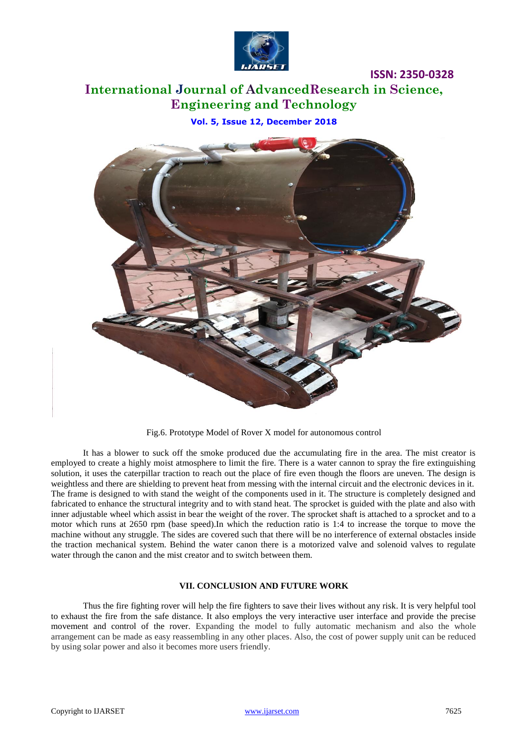Fig.6. Prototype Model of Rover X model for autonomous control

It has a blower to suck off the smoke produced due the accumulating fire in the area. The mist creator is employed to create a highly moist atmosphere to limit the fire. There is a water cannon to spray the fire extinguishing solution, it uses the caterpillar traction to reach out the place of fire even though the floors are uneven. The design is weightless and there are shielding to prevent heat from messing with the internal circuit and the electronic devices in it. The frame is designed to with stand the weight of the components used in it. The structure is completely designed and fabricated to enhance the structural integrity and to with stand heat. The sprocket is guided with the plate and also with inner adjustable wheel which assist in bear the weight of the rover. The sprocket shaft is attached to a sprocket and to a motor which runs at 2650 rpm (base speed).In which the reduction ratio is 1:4 to increase the torque to move the machine without any struggle. The sides are covered such that there will be no interference of external obstacles inside the traction mechanical system. Behind the water canon there is a motorized valve and solenoid valves to regulate water through the canon and the mist creator and to switch between them.

## VII. CONCLUSION AND FUTURE WORK

Thus the fire fighting rover will help the fire fighters to save their lives without any risk. It is very helpful tool to exhaust the fire from the safe distance. It also employs the very interactive user interface and provide the precise movement and control of the rover. Expanding the model to fully automatic mechanism and also the whole arrangement can be made as easy reassembling in any other places. Also, the cost of power supply unit can be reduced by using solar power and also it becomes more users friendly.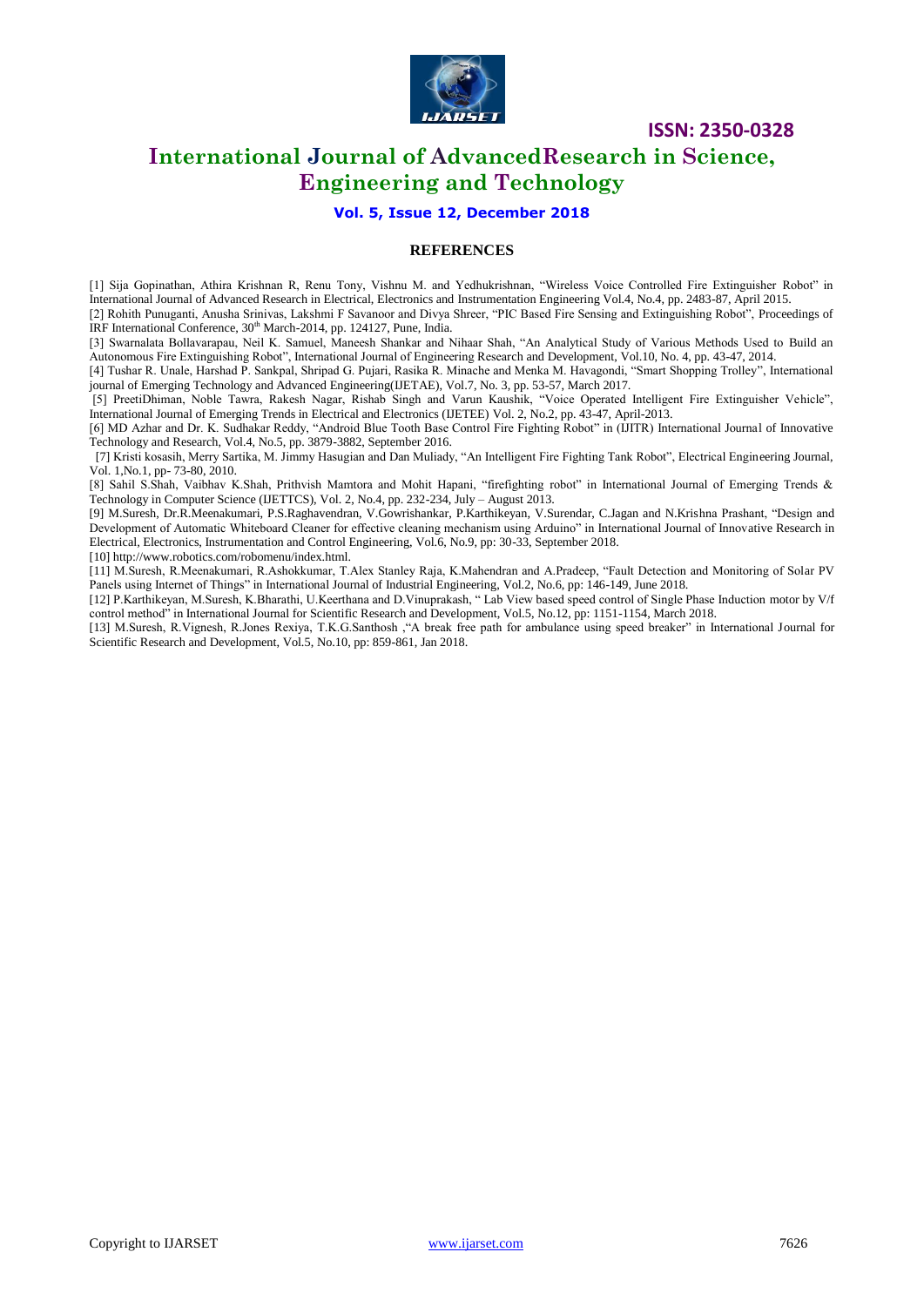## REFERENCES

[1] Sija Gopinathan, Athira Krishnan R, Renu Tony, Vishnu M. and Yedhukrishnan, "Wireless Voice Controlled Fire Extinguisher Robot" in International Journal of Advanced Research in Electrical, Electronics and Instrumentation Engineering Vol.4, No.4, pp. 2483-87, April 2015.

[2] Rohith Punuganti, Anusha Srinivas, Lakshmi F Savanoor and Divya Shreer, "PIC Based Fire Sensing and Extinguishing Robot", Proceedings of IRF International Conference, 30th March-2014, pp. 124127, Pune, India.

[3] Swarnalata Bollavarapau, Neil K. Samuel, Maneesh Shankar and Nihaar Shah, "An Analytical Study of Various Methods Used to Build an Autonomous Fire Extinguishing Robot", International Journal of Engineering Research and Development, Vol.10, No. 4, pp. 43-47, 2014.

[4] Tushar R. Unale, Harshad P. Sankpal, Shripad G. Pujari, Rasika R. Minache and Menka M. Havagondi, "Smart Shopping Trolley", International journal of Emerging Technology and Advanced Engineering(IJETAE), Vol.7, No. 3, pp. 53-57, March 2017.

[5] PreetiDhiman, Noble Tawra, Rakesh Nagar, Rishab Singh and Varun Kaushik, "Voice Operated Intelligent Fire Extinguisher Vehicle", International Journal of Emerging Trends in Electrical and Electronics (IJETEE) Vol. 2, No.2, pp. 43-47, April-2013.

[6] MD Azhar and Dr. K. Sudhakar Reddy, "Android Blue Tooth Base Control Fire Fighting Robot" in (IJITR) International Journal of Innovative Technology and Research, Vol.4, No.5, pp. 3879-3882, September 2016.

[7] Kristi kosasih, Merry Sartika, M. Jimmy Hasugian and Dan Muliady, "An Intelligent Fire Fighting Tank Robot", Electrical Engineering Journal, Vol. 1,No.1, pp- 73-80, 2010.

[8] Sahil S.Shah, Vaibhav K.Shah, Prithvish Mamtora and Mohit Hapani, "firefighting robot" in International Journal of Emerging Trends & Technology in Computer Science (IJETTCS), Vol. 2, No.4, pp. 232-234, July – August 2013.

[9] M.Suresh, Dr.R.Meenakumari, P.S.Raghavendran, V.Gowrishankar, P.Karthikeyan, V.Surendar, C.Jagan and N.Krishna Prashant, "Design and Development of Automatic Whiteboard Cleaner for effective cleaning mechanism using Arduino" in International Journal of Innovative Research in Electrical, Electronics, Instrumentation and Control Engineering, Vol.6, No.9, pp: 30-33, September 2018.

[10] http://www.robotics.com/robomenu/index.html.

[11] M.Suresh, R.Meenakumari, R.Ashokkumar, T.Alex Stanley Raja, K.Mahendran and A.Pradeep, "Fault Detection and Monitoring of Solar PV Panels using Internet of Things" in International Journal of Industrial Engineering, Vol.2, No.6, pp: 146-149, June 2018.

[12] P.Karthikeyan, M.Suresh, K.Bharathi, U.Keerthana and D.Vinuprakash, " Lab View based speed control of Single Phase Induction motor by V/f control method" in International Journal for Scientific Research and Development, Vol.5, No.12, pp: 1151-1154, March 2018.

[13] M.Suresh, R.Vignesh, R.Jones Rexiya, T.K.G.Santhosh ,"A break free path for ambulance using speed breaker" in International Journal for Scientific Research and Development, Vol.5, No.10, pp: 859-861, Jan 2018.